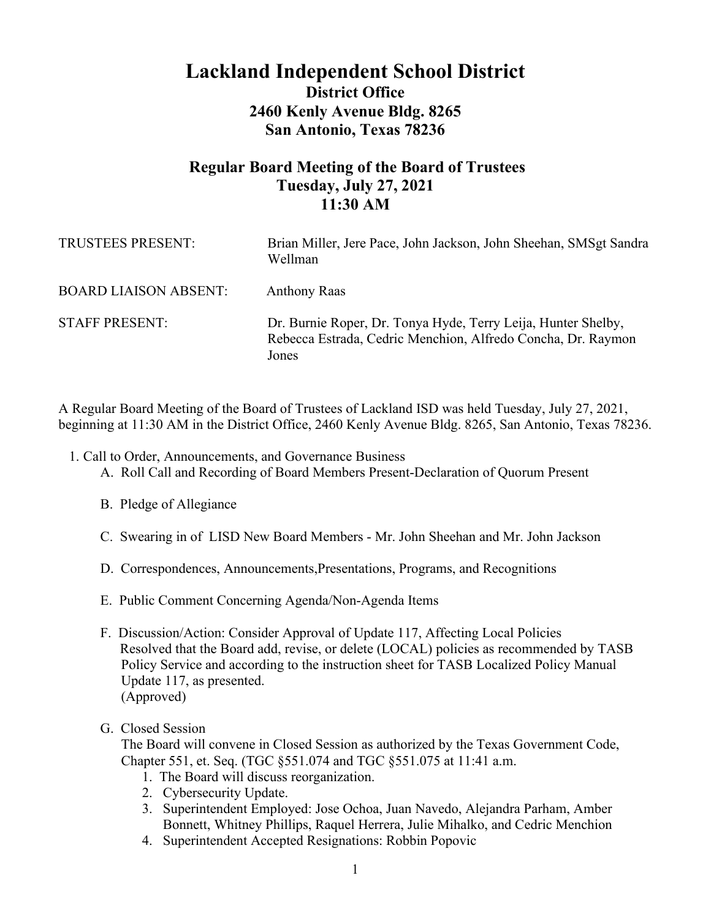# Lackland Independent School District

## District Office
## 2460 Kenly Avenue Bldg. 8265
## San Antonio, Texas 78236

## Regular Board Meeting of the Board of Trustees
## Tuesday, July 27, 2021
## 11:30 AM

| | |
|---|---|
| TRUSTEES PRESENT: | Brian Miller, Jere Pace, John Jackson, John Sheehan, SMSgt Sandra Wellman |
| BOARD LIAISON ABSENT: | Anthony Raas |
| STAFF PRESENT: | Dr. Burnie Roper, Dr. Tonya Hyde, Terry Leija, Hunter Shelby, Rebecca Estrada, Cedric Menchion, Alfredo Concha, Dr. Raymon Jones |

A Regular Board Meeting of the Board of Trustees of Lackland ISD was held Tuesday, July 27, 2021, beginning at 11:30 AM in the District Office, 2460 Kenly Avenue Bldg. 8265, San Antonio, Texas 78236.

1. Call to Order, Announcements, and Governance Business
   - A. Roll Call and Recording of Board Members Present-Declaration of Quorum Present
   - B. Pledge of Allegiance
   - C. Swearing in of LISD New Board Members - Mr. John Sheehan and Mr. John Jackson
   - D. Correspondences, Announcements,Presentations, Programs, and Recognitions
   - E. Public Comment Concerning Agenda/Non-Agenda Items
   - F. Discussion/Action: Consider Approval of Update 117, Affecting Local Policies
     Resolved that the Board add, revise, or delete (LOCAL) policies as recommended by TASB Policy Service and according to the instruction sheet for TASB Localized Policy Manual Update 117, as presented.
     (Approved)
   - G. Closed Session
     The Board will convene in Closed Session as authorized by the Texas Government Code, Chapter 551, et. Seq. (TGC §551.074 and TGC §551.075 at 11:41 a.m.
     1. The Board will discuss reorganization.
     2. Cybersecurity Update.
     3. Superintendent Employed: Jose Ochoa, Juan Navedo, Alejandra Parham, Amber Bonnett, Whitney Phillips, Raquel Herrera, Julie Mihalko, and Cedric Menchion
     4. Superintendent Accepted Resignations: Robbin Popovic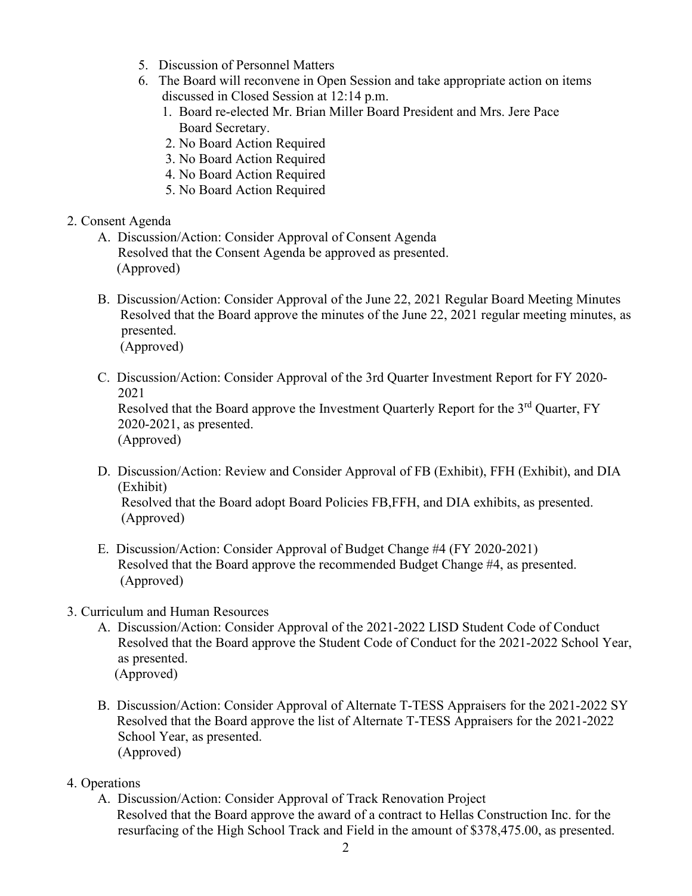5. Discussion of Personnel Matters
6. The Board will reconvene in Open Session and take appropriate action on items discussed in Closed Session at 12:14 p.m.
   1. Board re-elected Mr. Brian Miller Board President and Mrs. Jere Pace Board Secretary.
   2. No Board Action Required
   3. No Board Action Required
   4. No Board Action Required
   5. No Board Action Required

2. Consent Agenda
   - A. Discussion/Action: Consider Approval of Consent Agenda
     Resolved that the Consent Agenda be approved as presented.
     (Approved)
   - B. Discussion/Action: Consider Approval of the June 22, 2021 Regular Board Meeting Minutes
     Resolved that the Board approve the minutes of the June 22, 2021 regular meeting minutes, as presented.
     (Approved)
   - C. Discussion/Action: Consider Approval of the 3rd Quarter Investment Report for FY 2020-2021
     Resolved that the Board approve the Investment Quarterly Report for the 3rd Quarter, FY 2020-2021, as presented.
     (Approved)
   - D. Discussion/Action: Review and Consider Approval of FB (Exhibit), FFH (Exhibit), and DIA (Exhibit)
     Resolved that the Board adopt Board Policies FB,FFH, and DIA exhibits, as presented.
     (Approved)
   - E. Discussion/Action: Consider Approval of Budget Change #4 (FY 2020-2021)
     Resolved that the Board approve the recommended Budget Change #4, as presented.
     (Approved)

3. Curriculum and Human Resources
   - A. Discussion/Action: Consider Approval of the 2021-2022 LISD Student Code of Conduct
     Resolved that the Board approve the Student Code of Conduct for the 2021-2022 School Year, as presented.
     (Approved)
   - B. Discussion/Action: Consider Approval of Alternate T-TESS Appraisers for the 2021-2022 SY
     Resolved that the Board approve the list of Alternate T-TESS Appraisers for the 2021-2022 School Year, as presented.
     (Approved)

4. Operations
   - A. Discussion/Action: Consider Approval of Track Renovation Project
     Resolved that the Board approve the award of a contract to Hellas Construction Inc. for the resurfacing of the High School Track and Field in the amount of $378,475.00, as presented.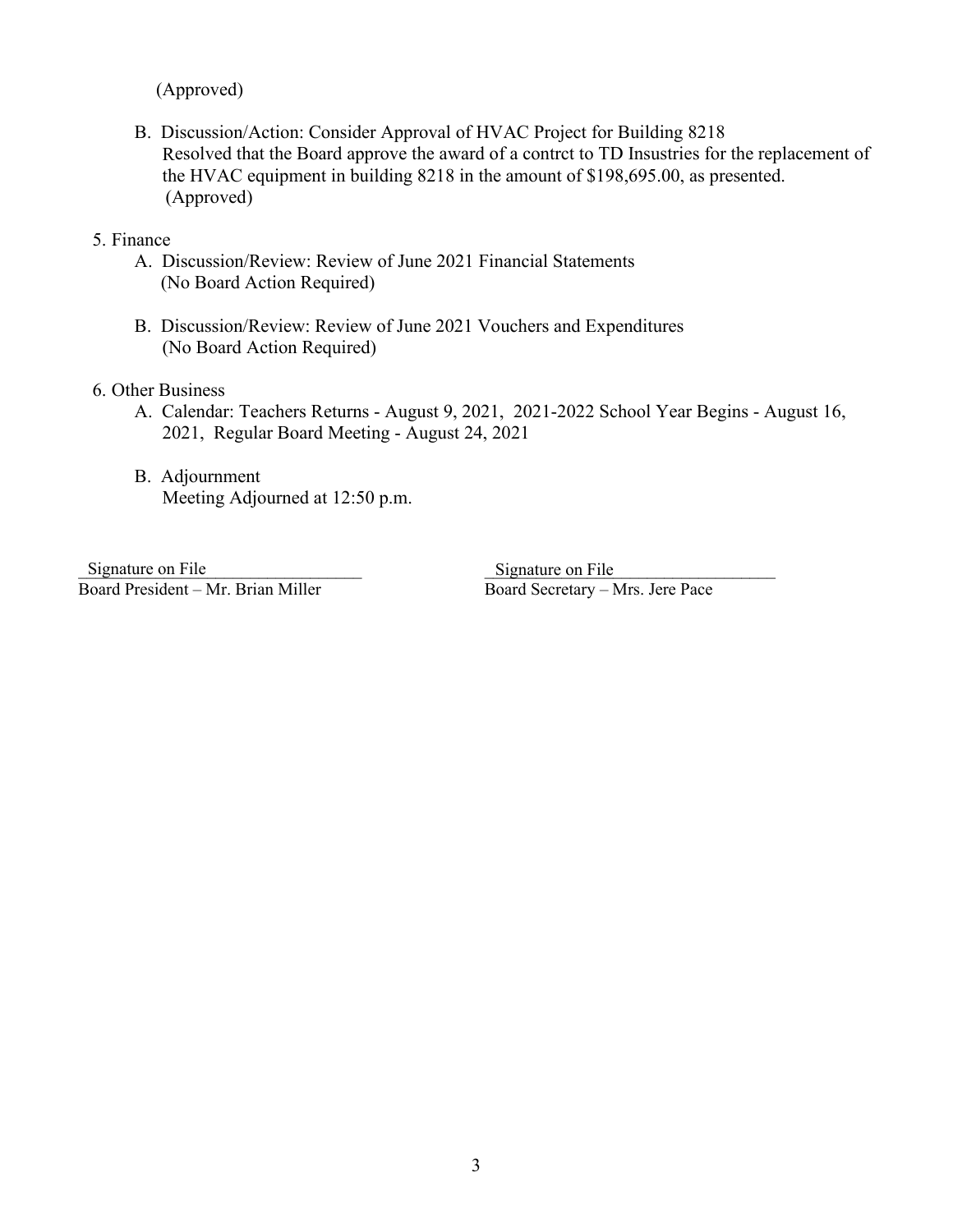(Approved)

B. Discussion/Action: Consider Approval of HVAC Project for Building 8218
   Resolved that the Board approve the award of a contrct to TD Insustries for the replacement of the HVAC equipment in building 8218 in the amount of $198,695.00, as presented.
   (Approved)

5. Finance
   A. Discussion/Review: Review of June 2021 Financial Statements
      (No Board Action Required)

   B. Discussion/Review: Review of June 2021 Vouchers and Expenditures
      (No Board Action Required)

6. Other Business
   A. Calendar: Teachers Returns - August 9, 2021, 2021-2022 School Year Begins - August 16, 2021, Regular Board Meeting - August 24, 2021

   B. Adjournment
      Meeting Adjourned at 12:50 p.m.

Signature on File
Board President – Mr. Brian Miller

Signature on File
Board Secretary – Mrs. Jere Pace